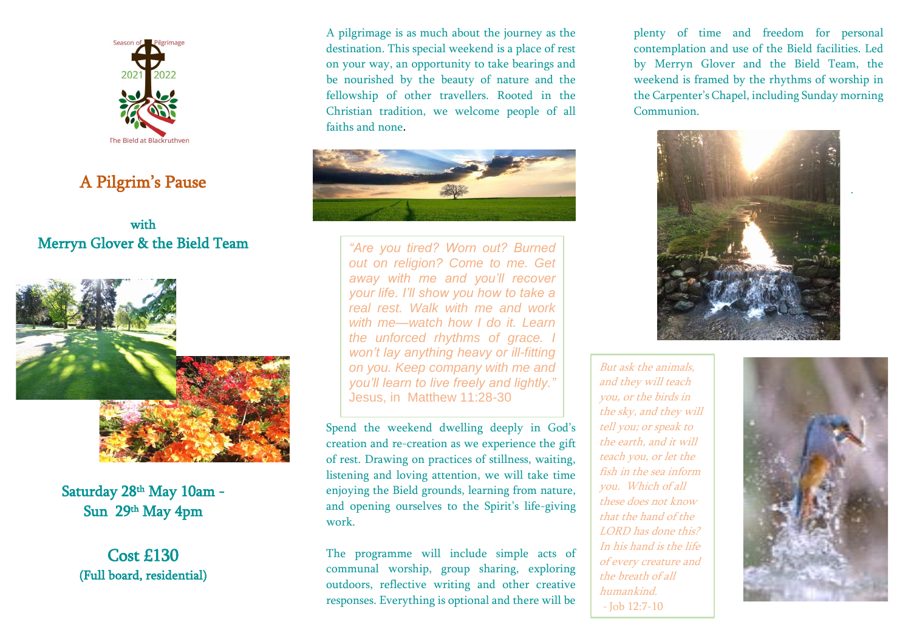Season of Pilgrimage

2021 2022

The Bield at Blackruthven

# A Pilgrim's Pause

with
Merryn Glover & the Bield Team

**Saturday 28th May 10am - Sun 29th May 4pm**

**Cost £130**
**(Full board, residential)**

A pilgrimage is as much about the journey as the destination. This special weekend is a place of rest on your way, an opportunity to take bearings and be nourished by the beauty of nature and the fellowship of other travellers. Rooted in the Christian tradition, we welcome people of all faiths and none.

> *"Are you tired? Worn out? Burned out on religion? Come to me. Get away with me and you'll recover your life. I'll show you how to take a real rest. Walk with me and work with me—watch how I do it. Learn the unforced rhythms of grace. I won't lay anything heavy or ill-fitting on you. Keep company with me and you'll learn to live freely and lightly."*
> Jesus, in Matthew 11:28-30

Spend the weekend dwelling deeply in God's creation and re-creation as we experience the gift of rest. Drawing on practices of stillness, waiting, listening and loving attention, we will take time enjoying the Bield grounds, learning from nature, and opening ourselves to the Spirit's life-giving work.

The programme will include simple acts of communal worship, group sharing, exploring outdoors, reflective writing and other creative responses. Everything is optional and there will be plenty of time and freedom for personal contemplation and use of the Bield facilities. Led by Merryn Glover and the Bield Team, the weekend is framed by the rhythms of worship in the Carpenter's Chapel, including Sunday morning Communion.

> *But ask the animals, and they will teach you, or the birds in the sky, and they will tell you; or speak to the earth, and it will teach you, or let the fish in the sea inform you. Which of all these does not know that the hand of the LORD has done this? In his hand is the life of every creature and the breath of all humankind.*
> - Job 12:7-10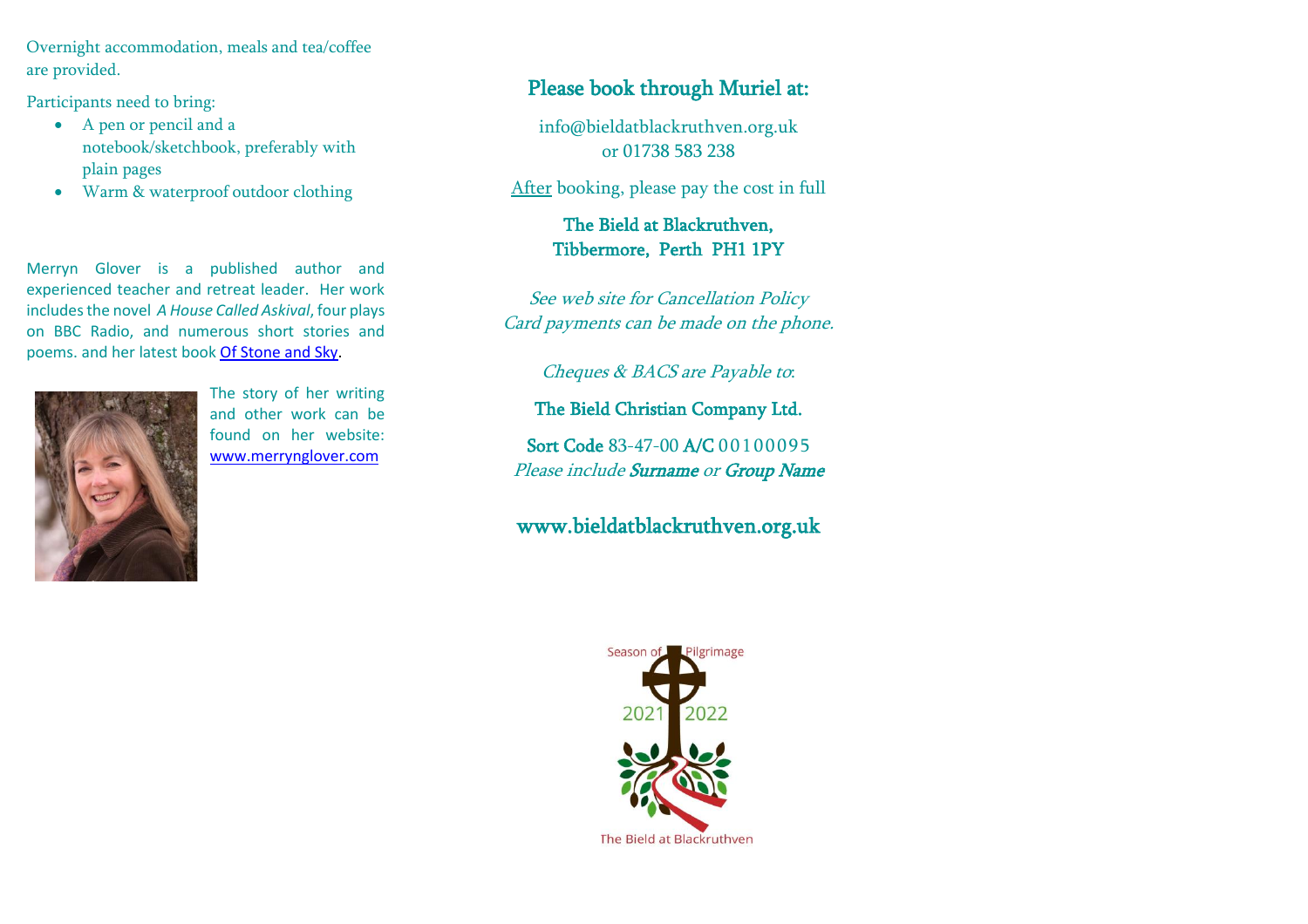Overnight accommodation, meals and tea/coffee are provided.

Participants need to bring:

- A pen or pencil and a notebook/sketchbook, preferably with plain pages
- Warm & waterproof outdoor clothing

Merryn Glover is a published author and experienced teacher and retreat leader. Her work includes the novel *A House Called Askival*, four plays on BBC Radio, and numerous short stories and poems. and her latest book [Of Stone and Sky](Of Stone and Sky).

The story of her writing and other work can be found on her website: [www.merrynglover.com](www.merrynglover.com)

## Please book through Muriel at:

info@bieldatblackruthven.org.uk
or 01738 583 238

After booking, please pay the cost in full

**The Bield at Blackruthven,
Tibbermore, Perth PH1 1PY**

*See web site for Cancellation Policy*
*Card payments can be made on the phone.*

*Cheques & BACS are Payable to:*

**The Bield Christian Company Ltd.**

**Sort Code** 83-47-00 **A/C** 00100095
*Please include **Surname** or **Group Name***

## www.bieldatblackruthven.org.uk

Season of Pilgrimage
2021 2022
The Bield at Blackruthven